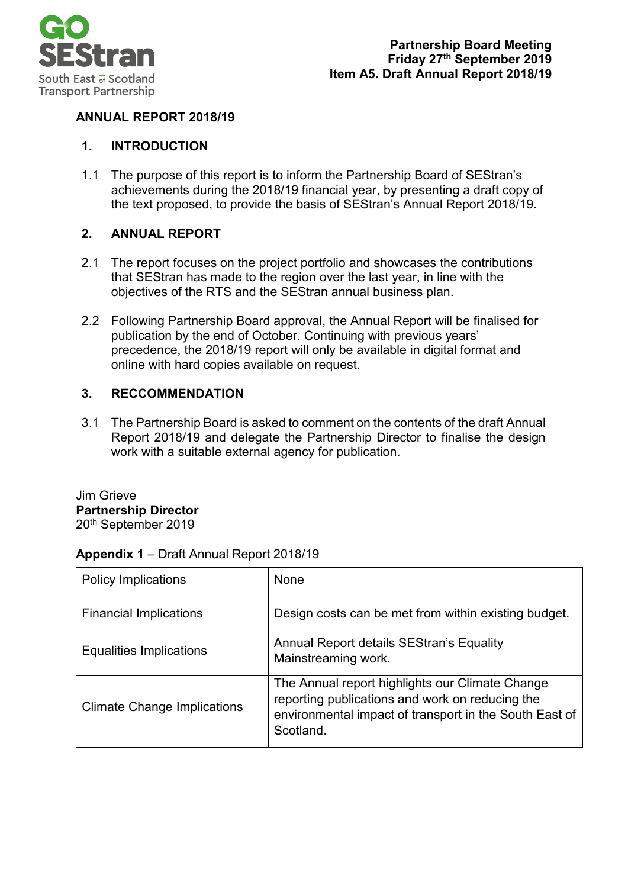**Partnership Board Meeting**
**Friday 27th September 2019**
**Item A5. Draft Annual Report 2018/19**

# ANNUAL REPORT 2018/19

## 1. INTRODUCTION

1.1 The purpose of this report is to inform the Partnership Board of SEStran's achievements during the 2018/19 financial year, by presenting a draft copy of the text proposed, to provide the basis of SEStran's Annual Report 2018/19.

## 2. ANNUAL REPORT

2.1 The report focuses on the project portfolio and showcases the contributions that SEStran has made to the region over the last year, in line with the objectives of the RTS and the SEStran annual business plan.

2.2 Following Partnership Board approval, the Annual Report will be finalised for publication by the end of October. Continuing with previous years' precedence, the 2018/19 report will only be available in digital format and online with hard copies available on request.

## 3. RECCOMMENDATION

3.1 The Partnership Board is asked to comment on the contents of the draft Annual Report 2018/19 and delegate the Partnership Director to finalise the design work with a suitable external agency for publication.

Jim Grieve
**Partnership Director**
20th September 2019

**Appendix 1** – Draft Annual Report 2018/19

| | |
|---|---|
| Policy Implications | None |
| Financial Implications | Design costs can be met from within existing budget. |
| Equalities Implications | Annual Report details SEStran's Equality Mainstreaming work. |
| Climate Change Implications | The Annual report highlights our Climate Change reporting publications and work on reducing the environmental impact of transport in the South East of Scotland. |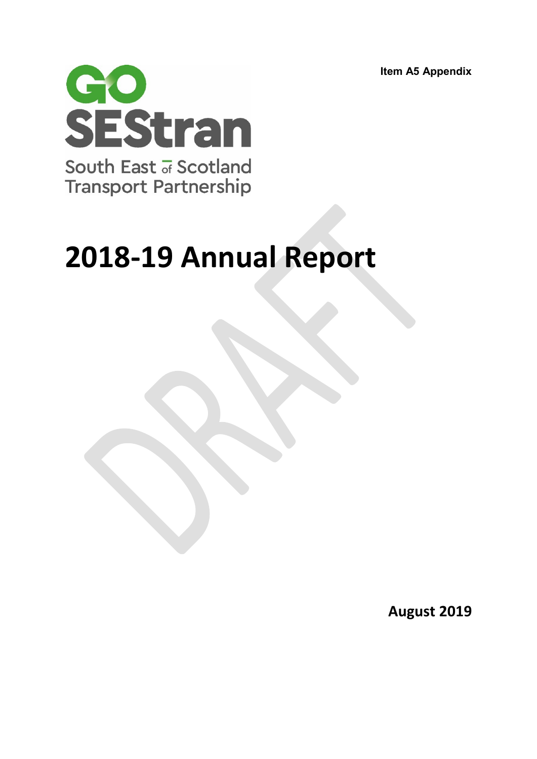**Item A5 Appendix**

GO SEStran

South East of Scotland Transport Partnership

# 2018-19 Annual Report

DRAFT

**August 2019**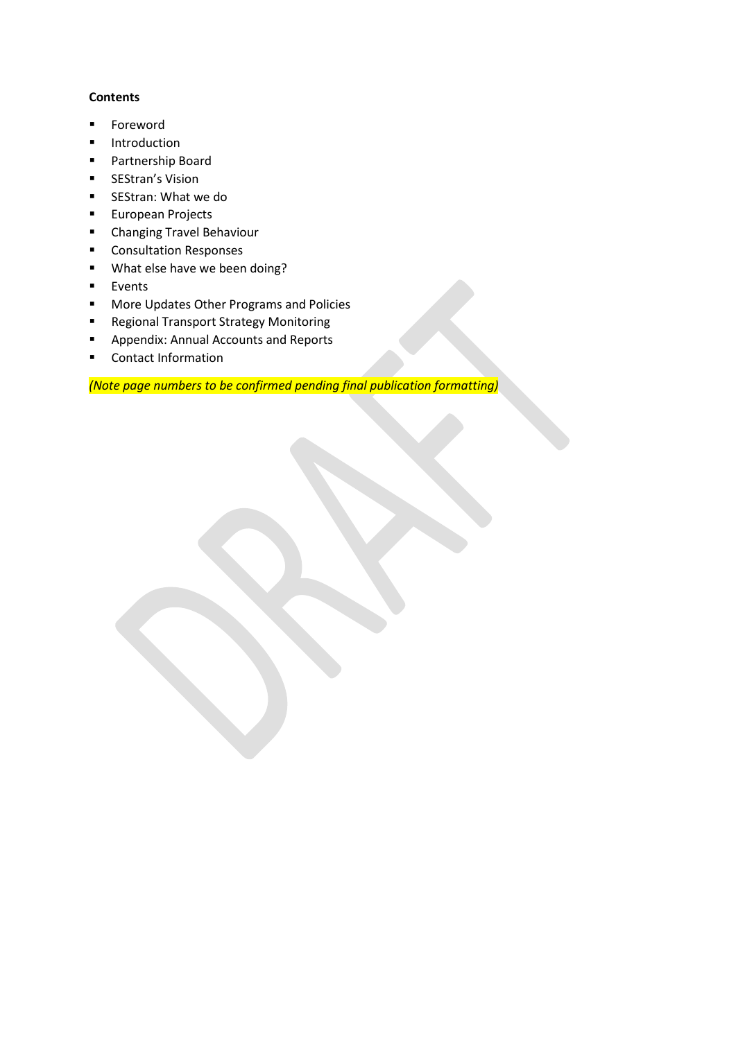**Contents**

- Foreword
- Introduction
- Partnership Board
- SEStran's Vision
- SEStran: What we do
- European Projects
- Changing Travel Behaviour
- Consultation Responses
- What else have we been doing?
- Events
- More Updates Other Programs and Policies
- Regional Transport Strategy Monitoring
- Appendix: Annual Accounts and Reports
- Contact Information

*(Note page numbers to be confirmed pending final publication formatting)*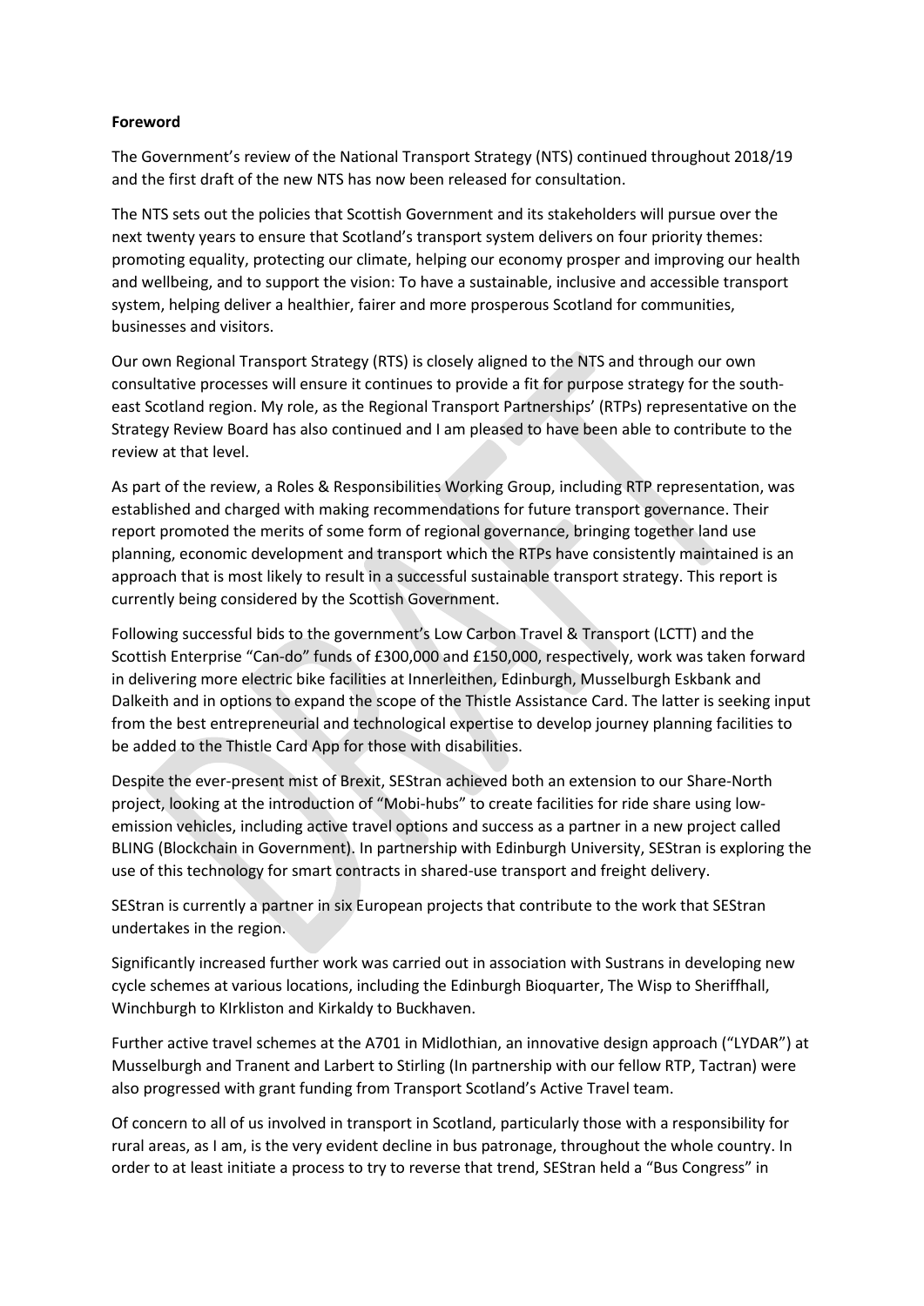**Foreword**

The Government's review of the National Transport Strategy (NTS) continued throughout 2018/19 and the first draft of the new NTS has now been released for consultation.

The NTS sets out the policies that Scottish Government and its stakeholders will pursue over the next twenty years to ensure that Scotland's transport system delivers on four priority themes: promoting equality, protecting our climate, helping our economy prosper and improving our health and wellbeing, and to support the vision: To have a sustainable, inclusive and accessible transport system, helping deliver a healthier, fairer and more prosperous Scotland for communities, businesses and visitors.

Our own Regional Transport Strategy (RTS) is closely aligned to the NTS and through our own consultative processes will ensure it continues to provide a fit for purpose strategy for the south-east Scotland region. My role, as the Regional Transport Partnerships' (RTPs) representative on the Strategy Review Board has also continued and I am pleased to have been able to contribute to the review at that level.

As part of the review, a Roles & Responsibilities Working Group, including RTP representation, was established and charged with making recommendations for future transport governance. Their report promoted the merits of some form of regional governance, bringing together land use planning, economic development and transport which the RTPs have consistently maintained is an approach that is most likely to result in a successful sustainable transport strategy. This report is currently being considered by the Scottish Government.

Following successful bids to the government's Low Carbon Travel & Transport (LCTT) and the Scottish Enterprise "Can-do" funds of £300,000 and £150,000, respectively, work was taken forward in delivering more electric bike facilities at Innerleithen, Edinburgh, Musselburgh Eskbank and Dalkeith and in options to expand the scope of the Thistle Assistance Card. The latter is seeking input from the best entrepreneurial and technological expertise to develop journey planning facilities to be added to the Thistle Card App for those with disabilities.

Despite the ever-present mist of Brexit, SEStran achieved both an extension to our Share-North project, looking at the introduction of "Mobi-hubs" to create facilities for ride share using low-emission vehicles, including active travel options and success as a partner in a new project called BLING (Blockchain in Government). In partnership with Edinburgh University, SEStran is exploring the use of this technology for smart contracts in shared-use transport and freight delivery.

SEStran is currently a partner in six European projects that contribute to the work that SEStran undertakes in the region.

Significantly increased further work was carried out in association with Sustrans in developing new cycle schemes at various locations, including the Edinburgh Bioquarter, The Wisp to Sheriffhall, Winchburgh to KIrkliston and Kirkaldy to Buckhaven.

Further active travel schemes at the A701 in Midlothian, an innovative design approach ("LYDAR") at Musselburgh and Tranent and Larbert to Stirling (In partnership with our fellow RTP, Tactran) were also progressed with grant funding from Transport Scotland's Active Travel team.

Of concern to all of us involved in transport in Scotland, particularly those with a responsibility for rural areas, as I am, is the very evident decline in bus patronage, throughout the whole country. In order to at least initiate a process to try to reverse that trend, SEStran held a "Bus Congress" in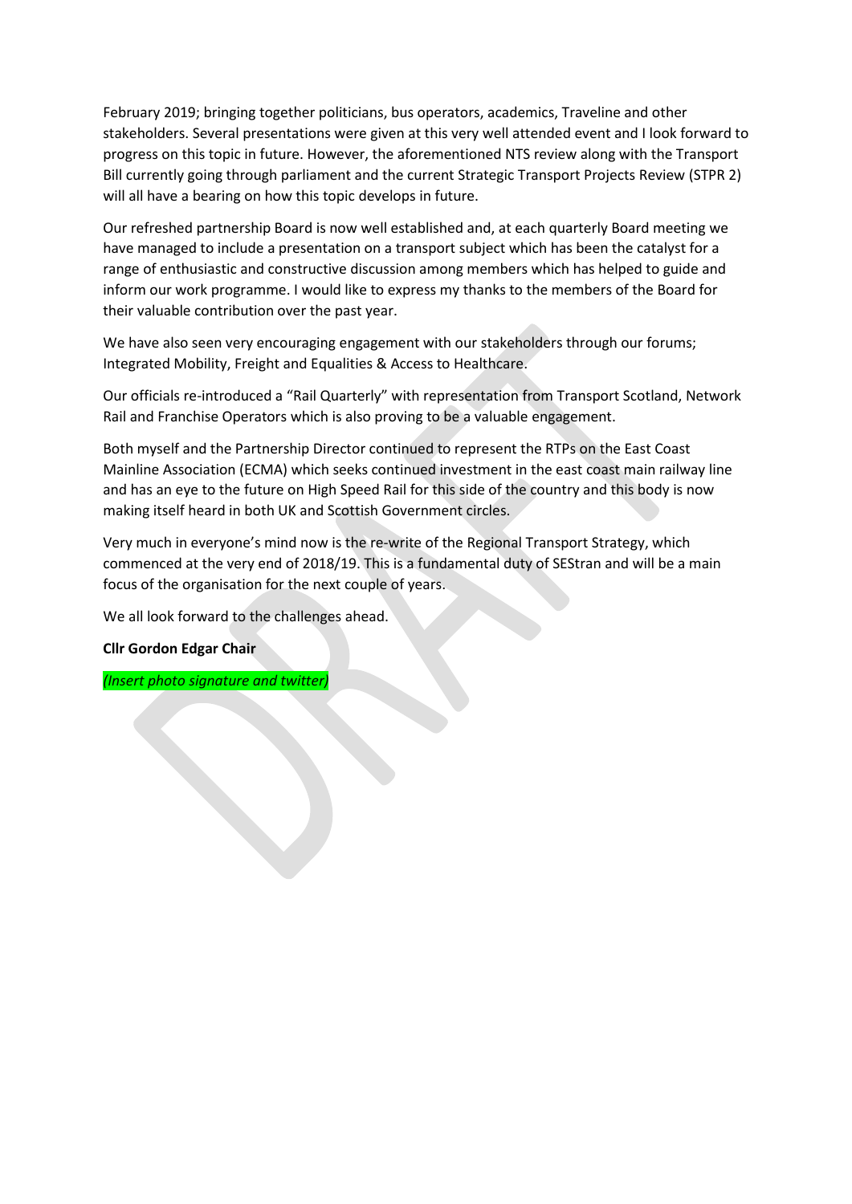February 2019; bringing together politicians, bus operators, academics, Traveline and other stakeholders. Several presentations were given at this very well attended event and I look forward to progress on this topic in future. However, the aforementioned NTS review along with the Transport Bill currently going through parliament and the current Strategic Transport Projects Review (STPR 2) will all have a bearing on how this topic develops in future.

Our refreshed partnership Board is now well established and, at each quarterly Board meeting we have managed to include a presentation on a transport subject which has been the catalyst for a range of enthusiastic and constructive discussion among members which has helped to guide and inform our work programme. I would like to express my thanks to the members of the Board for their valuable contribution over the past year.

We have also seen very encouraging engagement with our stakeholders through our forums; Integrated Mobility, Freight and Equalities & Access to Healthcare.

Our officials re-introduced a "Rail Quarterly" with representation from Transport Scotland, Network Rail and Franchise Operators which is also proving to be a valuable engagement.

Both myself and the Partnership Director continued to represent the RTPs on the East Coast Mainline Association (ECMA) which seeks continued investment in the east coast main railway line and has an eye to the future on High Speed Rail for this side of the country and this body is now making itself heard in both UK and Scottish Government circles.

Very much in everyone's mind now is the re-write of the Regional Transport Strategy, which commenced at the very end of 2018/19. This is a fundamental duty of SEStran and will be a main focus of the organisation for the next couple of years.

We all look forward to the challenges ahead.

**Cllr Gordon Edgar Chair**

*(Insert photo signature and twitter)*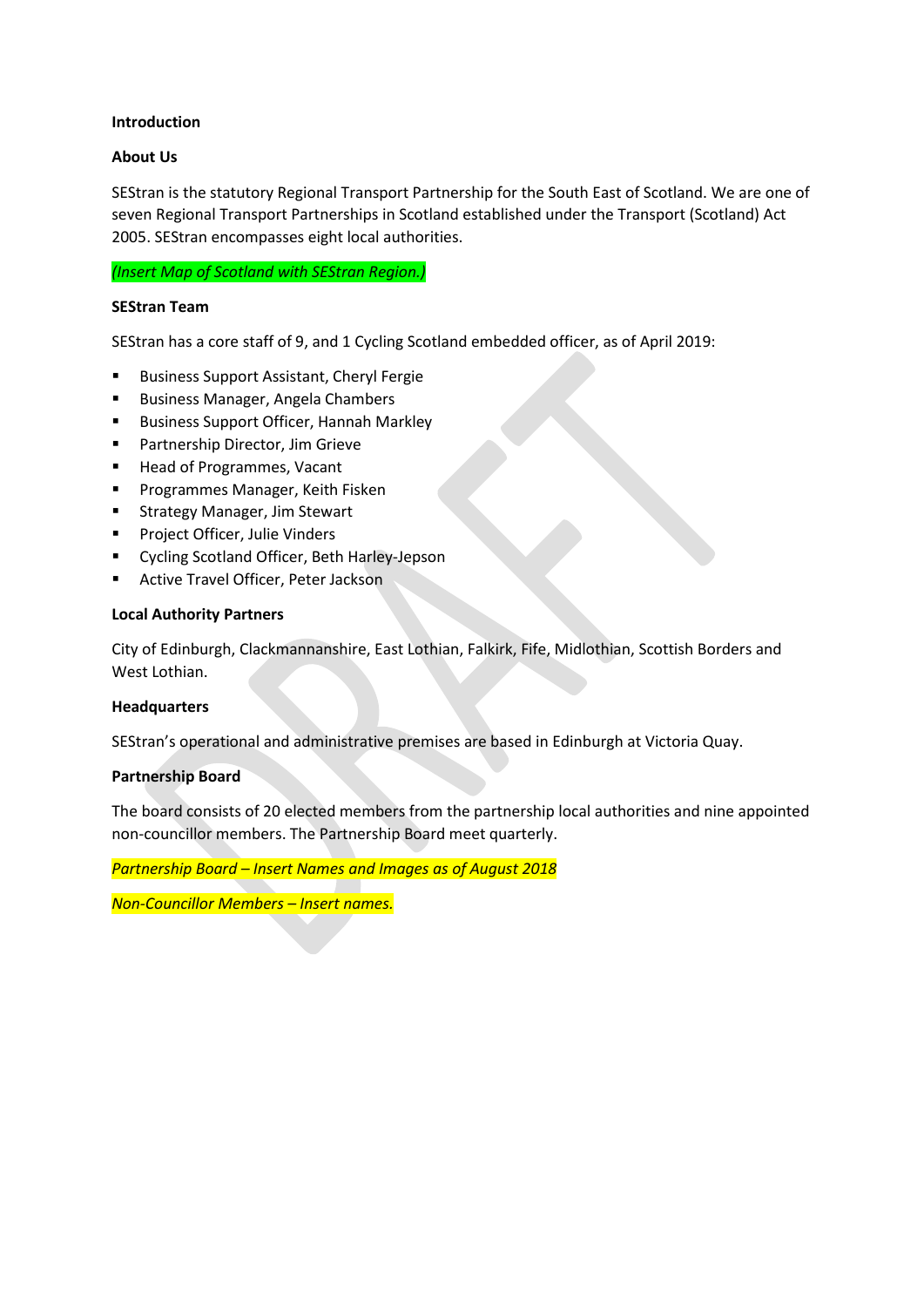## Introduction

### About Us

SEStran is the statutory Regional Transport Partnership for the South East of Scotland. We are one of seven Regional Transport Partnerships in Scotland established under the Transport (Scotland) Act 2005. SEStran encompasses eight local authorities.

*(Insert Map of Scotland with SEStran Region.)*

### SEStran Team

SEStran has a core staff of 9, and 1 Cycling Scotland embedded officer, as of April 2019:

- Business Support Assistant, Cheryl Fergie
- Business Manager, Angela Chambers
- Business Support Officer, Hannah Markley
- Partnership Director, Jim Grieve
- Head of Programmes, Vacant
- Programmes Manager, Keith Fisken
- Strategy Manager, Jim Stewart
- Project Officer, Julie Vinders
- Cycling Scotland Officer, Beth Harley-Jepson
- Active Travel Officer, Peter Jackson

### Local Authority Partners

City of Edinburgh, Clackmannanshire, East Lothian, Falkirk, Fife, Midlothian, Scottish Borders and West Lothian.

### Headquarters

SEStran's operational and administrative premises are based in Edinburgh at Victoria Quay.

### Partnership Board

The board consists of 20 elected members from the partnership local authorities and nine appointed non-councillor members. The Partnership Board meet quarterly.

*Partnership Board – Insert Names and Images as of August 2018*

*Non-Councillor Members – Insert names.*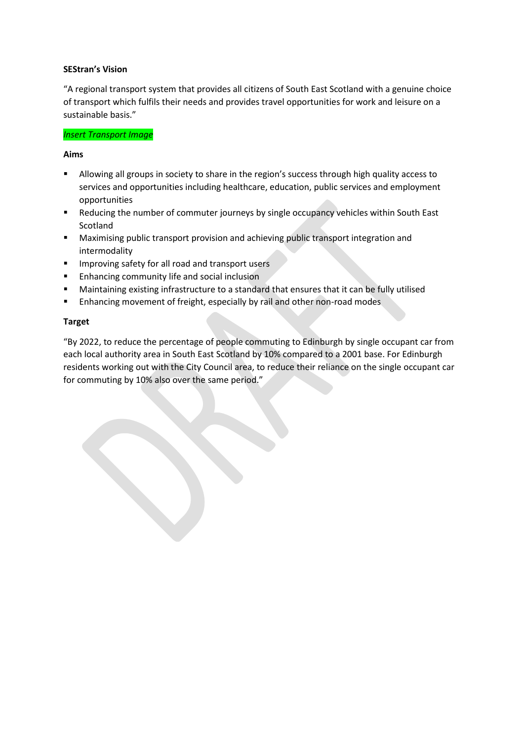**SEStran's Vision**

"A regional transport system that provides all citizens of South East Scotland with a genuine choice of transport which fulfils their needs and provides travel opportunities for work and leisure on a sustainable basis."

*Insert Transport Image*

**Aims**

- Allowing all groups in society to share in the region's success through high quality access to services and opportunities including healthcare, education, public services and employment opportunities
- Reducing the number of commuter journeys by single occupancy vehicles within South East Scotland
- Maximising public transport provision and achieving public transport integration and intermodality
- Improving safety for all road and transport users
- Enhancing community life and social inclusion
- Maintaining existing infrastructure to a standard that ensures that it can be fully utilised
- Enhancing movement of freight, especially by rail and other non-road modes

**Target**

"By 2022, to reduce the percentage of people commuting to Edinburgh by single occupant car from each local authority area in South East Scotland by 10% compared to a 2001 base. For Edinburgh residents working out with the City Council area, to reduce their reliance on the single occupant car for commuting by 10% also over the same period."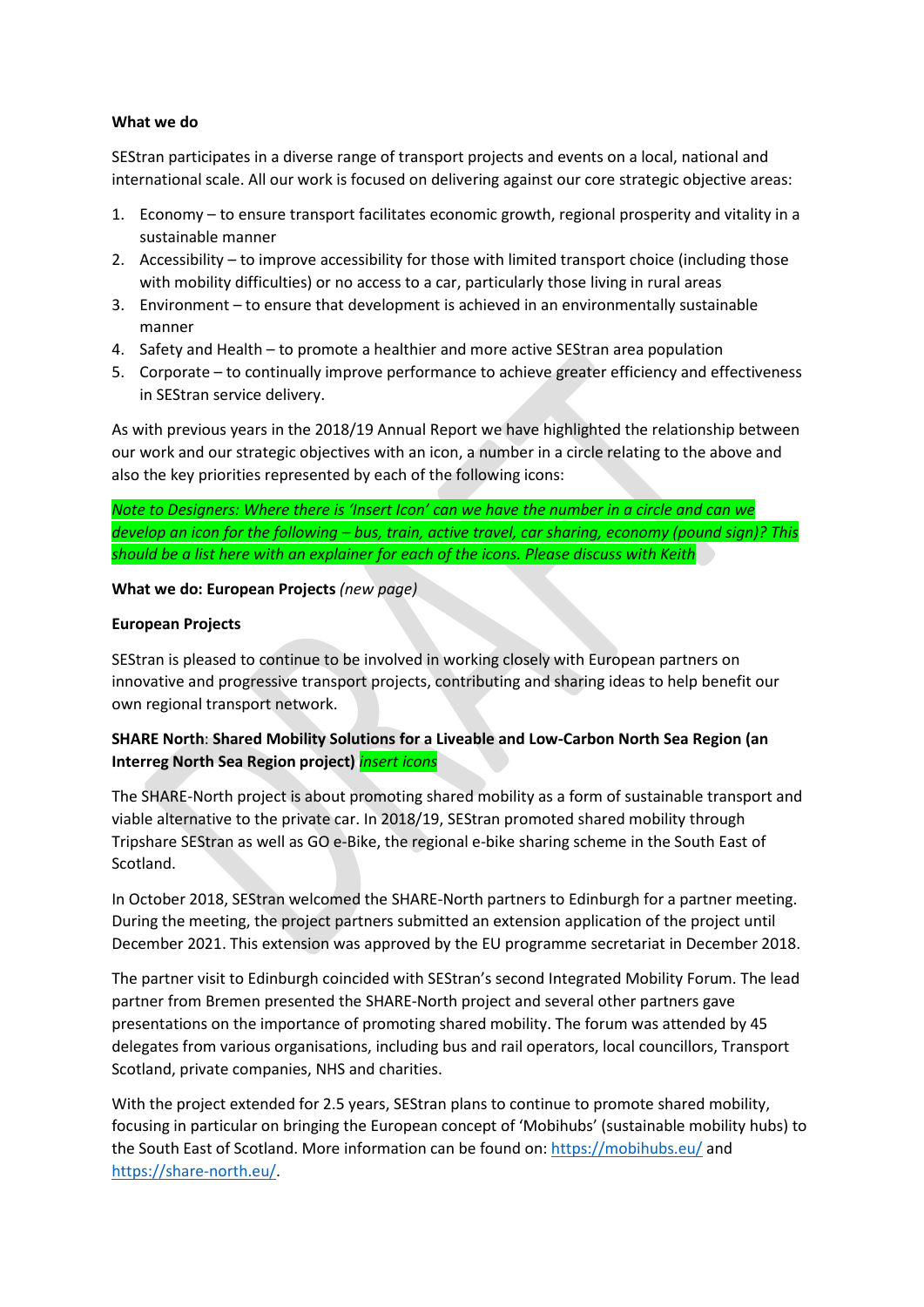**What we do**

SEStran participates in a diverse range of transport projects and events on a local, national and international scale. All our work is focused on delivering against our core strategic objective areas:

1. Economy – to ensure transport facilitates economic growth, regional prosperity and vitality in a sustainable manner
2. Accessibility – to improve accessibility for those with limited transport choice (including those with mobility difficulties) or no access to a car, particularly those living in rural areas
3. Environment – to ensure that development is achieved in an environmentally sustainable manner
4. Safety and Health – to promote a healthier and more active SEStran area population
5. Corporate – to continually improve performance to achieve greater efficiency and effectiveness in SEStran service delivery.

As with previous years in the 2018/19 Annual Report we have highlighted the relationship between our work and our strategic objectives with an icon, a number in a circle relating to the above and also the key priorities represented by each of the following icons:

*Note to Designers: Where there is 'Insert Icon' can we have the number in a circle and can we develop an icon for the following – bus, train, active travel, car sharing, economy (pound sign)? This should be a list here with an explainer for each of the icons. Please discuss with Keith*

**What we do: European Projects** *(new page)*

**European Projects**

SEStran is pleased to continue to be involved in working closely with European partners on innovative and progressive transport projects, contributing and sharing ideas to help benefit our own regional transport network.

**SHARE North: Shared Mobility Solutions for a Liveable and Low-Carbon North Sea Region (an Interreg North Sea Region project)** *insert icons*

The SHARE-North project is about promoting shared mobility as a form of sustainable transport and viable alternative to the private car. In 2018/19, SEStran promoted shared mobility through Tripshare SEStran as well as GO e-Bike, the regional e-bike sharing scheme in the South East of Scotland.

In October 2018, SEStran welcomed the SHARE-North partners to Edinburgh for a partner meeting. During the meeting, the project partners submitted an extension application of the project until December 2021. This extension was approved by the EU programme secretariat in December 2018.

The partner visit to Edinburgh coincided with SEStran's second Integrated Mobility Forum. The lead partner from Bremen presented the SHARE-North project and several other partners gave presentations on the importance of promoting shared mobility. The forum was attended by 45 delegates from various organisations, including bus and rail operators, local councillors, Transport Scotland, private companies, NHS and charities.

With the project extended for 2.5 years, SEStran plans to continue to promote shared mobility, focusing in particular on bringing the European concept of 'Mobihubs' (sustainable mobility hubs) to the South East of Scotland. More information can be found on: https://mobihubs.eu/ and https://share-north.eu/.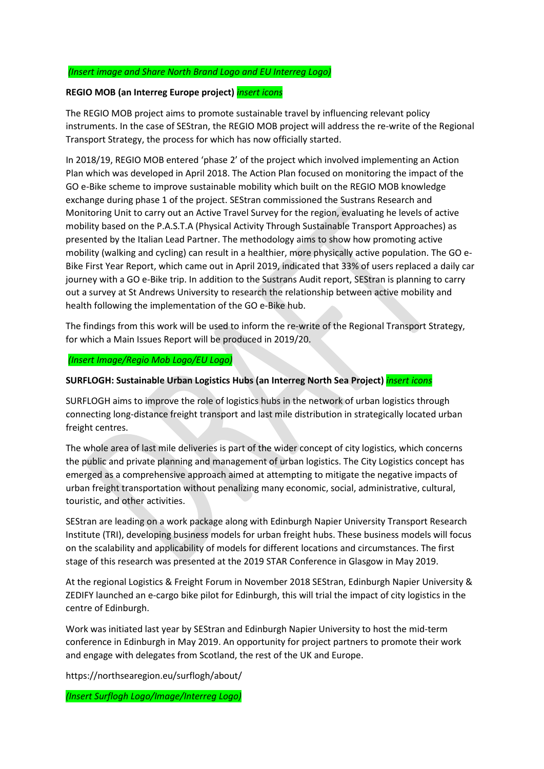*(Insert image and Share North Brand Logo and EU Interreg Logo)*

**REGIO MOB (an Interreg Europe project)** *insert icons*

The REGIO MOB project aims to promote sustainable travel by influencing relevant policy instruments. In the case of SEStran, the REGIO MOB project will address the re-write of the Regional Transport Strategy, the process for which has now officially started.

In 2018/19, REGIO MOB entered 'phase 2' of the project which involved implementing an Action Plan which was developed in April 2018. The Action Plan focused on monitoring the impact of the GO e-Bike scheme to improve sustainable mobility which built on the REGIO MOB knowledge exchange during phase 1 of the project. SEStran commissioned the Sustrans Research and Monitoring Unit to carry out an Active Travel Survey for the region, evaluating he levels of active mobility based on the P.A.S.T.A (Physical Activity Through Sustainable Transport Approaches) as presented by the Italian Lead Partner. The methodology aims to show how promoting active mobility (walking and cycling) can result in a healthier, more physically active population. The GO e-Bike First Year Report, which came out in April 2019, indicated that 33% of users replaced a daily car journey with a GO e-Bike trip. In addition to the Sustrans Audit report, SEStran is planning to carry out a survey at St Andrews University to research the relationship between active mobility and health following the implementation of the GO e-Bike hub.

The findings from this work will be used to inform the re-write of the Regional Transport Strategy, for which a Main Issues Report will be produced in 2019/20.

*(Insert Image/Regio Mob Logo/EU Logo)*

**SURFLOGH: Sustainable Urban Logistics Hubs (an Interreg North Sea Project)** *insert icons*

SURFLOGH aims to improve the role of logistics hubs in the network of urban logistics through connecting long-distance freight transport and last mile distribution in strategically located urban freight centres.

The whole area of last mile deliveries is part of the wider concept of city logistics, which concerns the public and private planning and management of urban logistics. The City Logistics concept has emerged as a comprehensive approach aimed at attempting to mitigate the negative impacts of urban freight transportation without penalizing many economic, social, administrative, cultural, touristic, and other activities.

SEStran are leading on a work package along with Edinburgh Napier University Transport Research Institute (TRI), developing business models for urban freight hubs. These business models will focus on the scalability and applicability of models for different locations and circumstances. The first stage of this research was presented at the 2019 STAR Conference in Glasgow in May 2019.

At the regional Logistics & Freight Forum in November 2018 SEStran, Edinburgh Napier University & ZEDIFY launched an e-cargo bike pilot for Edinburgh, this will trial the impact of city logistics in the centre of Edinburgh.

Work was initiated last year by SEStran and Edinburgh Napier University to host the mid-term conference in Edinburgh in May 2019. An opportunity for project partners to promote their work and engage with delegates from Scotland, the rest of the UK and Europe.

https://northsearegion.eu/surflogh/about/

*(Insert Surflogh Logo/Image/Interreg Logo)*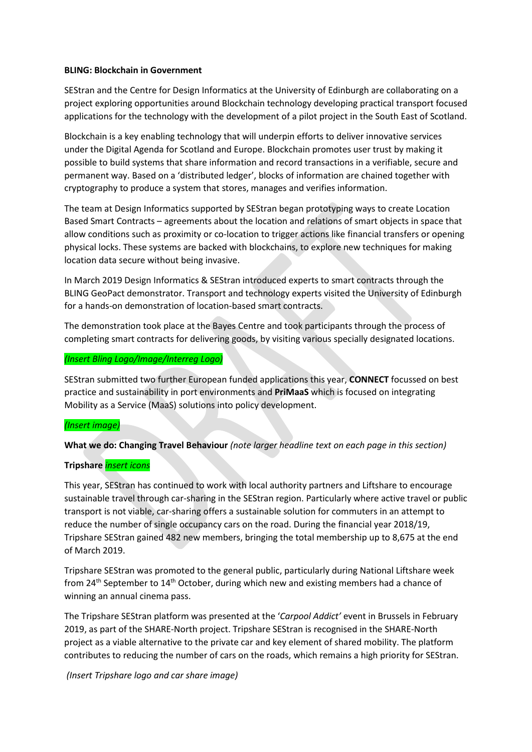**BLING: Blockchain in Government**

SEStran and the Centre for Design Informatics at the University of Edinburgh are collaborating on a project exploring opportunities around Blockchain technology developing practical transport focused applications for the technology with the development of a pilot project in the South East of Scotland.

Blockchain is a key enabling technology that will underpin efforts to deliver innovative services under the Digital Agenda for Scotland and Europe. Blockchain promotes user trust by making it possible to build systems that share information and record transactions in a verifiable, secure and permanent way. Based on a 'distributed ledger', blocks of information are chained together with cryptography to produce a system that stores, manages and verifies information.

The team at Design Informatics supported by SEStran began prototyping ways to create Location Based Smart Contracts – agreements about the location and relations of smart objects in space that allow conditions such as proximity or co-location to trigger actions like financial transfers or opening physical locks. These systems are backed with blockchains, to explore new techniques for making location data secure without being invasive.

In March 2019 Design Informatics & SEStran introduced experts to smart contracts through the BLING GeoPact demonstrator. Transport and technology experts visited the University of Edinburgh for a hands-on demonstration of location-based smart contracts.

The demonstration took place at the Bayes Centre and took participants through the process of completing smart contracts for delivering goods, by visiting various specially designated locations.

*(Insert Bling Logo/Image/Interreg Logo)*

SEStran submitted two further European funded applications this year, **CONNECT** focussed on best practice and sustainability in port environments and **PriMaaS** which is focused on integrating Mobility as a Service (MaaS) solutions into policy development.

*(Insert image)*

**What we do: Changing Travel Behaviour** *(note larger headline text on each page in this section)*

**Tripshare** *insert icons*

This year, SEStran has continued to work with local authority partners and Liftshare to encourage sustainable travel through car-sharing in the SEStran region. Particularly where active travel or public transport is not viable, car-sharing offers a sustainable solution for commuters in an attempt to reduce the number of single occupancy cars on the road. During the financial year 2018/19, Tripshare SEStran gained 482 new members, bringing the total membership up to 8,675 at the end of March 2019.

Tripshare SEStran was promoted to the general public, particularly during National Liftshare week from 24th September to 14th October, during which new and existing members had a chance of winning an annual cinema pass.

The Tripshare SEStran platform was presented at the '*Carpool Addict'* event in Brussels in February 2019, as part of the SHARE-North project. Tripshare SEStran is recognised in the SHARE-North project as a viable alternative to the private car and key element of shared mobility. The platform contributes to reducing the number of cars on the roads, which remains a high priority for SEStran.

*(Insert Tripshare logo and car share image)*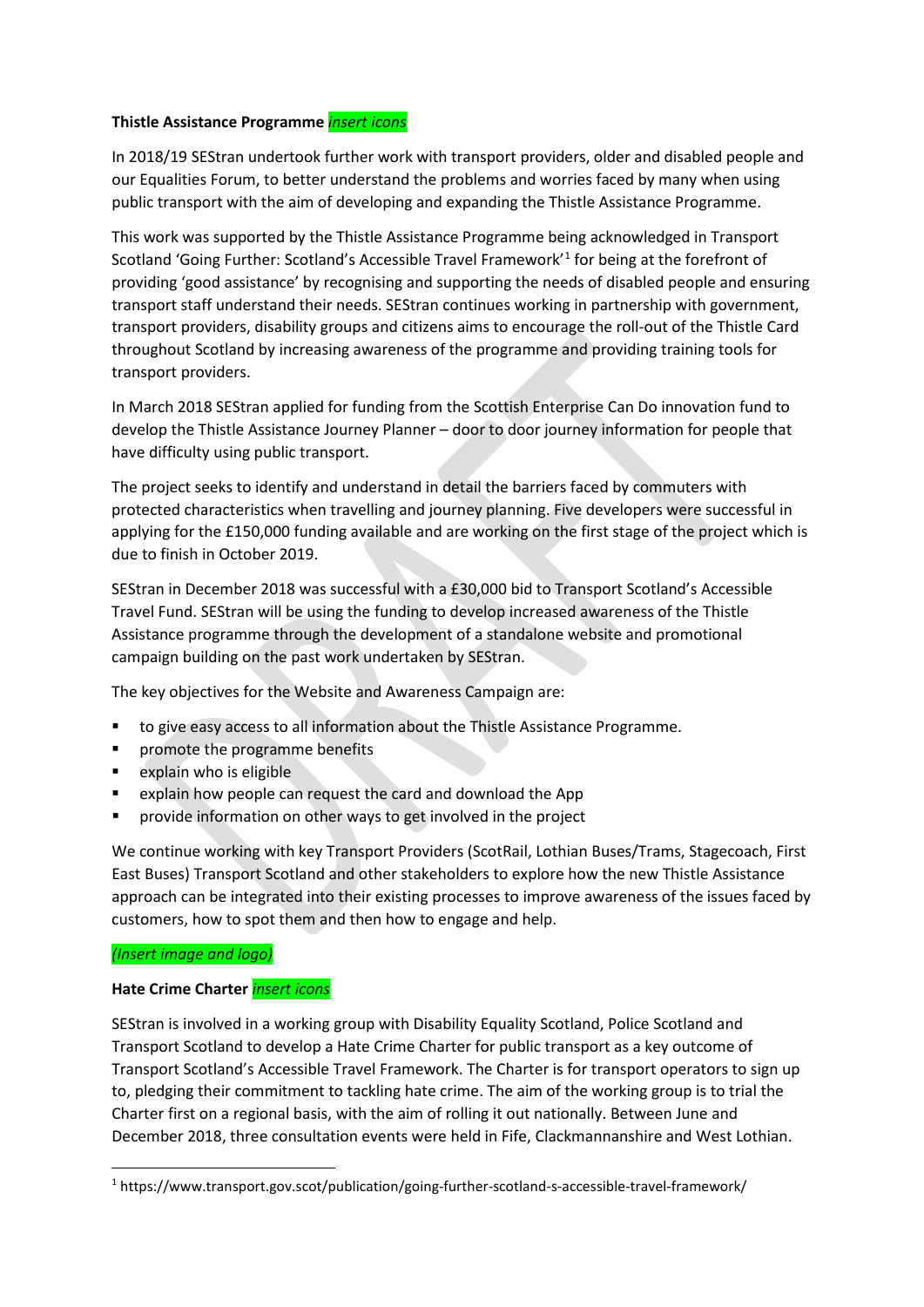**Thistle Assistance Programme** *insert icons*

In 2018/19 SEStran undertook further work with transport providers, older and disabled people and our Equalities Forum, to better understand the problems and worries faced by many when using public transport with the aim of developing and expanding the Thistle Assistance Programme.

This work was supported by the Thistle Assistance Programme being acknowledged in Transport Scotland 'Going Further: Scotland's Accessible Travel Framework'[1] for being at the forefront of providing 'good assistance' by recognising and supporting the needs of disabled people and ensuring transport staff understand their needs. SEStran continues working in partnership with government, transport providers, disability groups and citizens aims to encourage the roll-out of the Thistle Card throughout Scotland by increasing awareness of the programme and providing training tools for transport providers.

In March 2018 SEStran applied for funding from the Scottish Enterprise Can Do innovation fund to develop the Thistle Assistance Journey Planner – door to door journey information for people that have difficulty using public transport.

The project seeks to identify and understand in detail the barriers faced by commuters with protected characteristics when travelling and journey planning. Five developers were successful in applying for the £150,000 funding available and are working on the first stage of the project which is due to finish in October 2019.

SEStran in December 2018 was successful with a £30,000 bid to Transport Scotland's Accessible Travel Fund. SEStran will be using the funding to develop increased awareness of the Thistle Assistance programme through the development of a standalone website and promotional campaign building on the past work undertaken by SEStran.

The key objectives for the Website and Awareness Campaign are:

- to give easy access to all information about the Thistle Assistance Programme.
- promote the programme benefits
- explain who is eligible
- explain how people can request the card and download the App
- provide information on other ways to get involved in the project

We continue working with key Transport Providers (ScotRail, Lothian Buses/Trams, Stagecoach, First East Buses) Transport Scotland and other stakeholders to explore how the new Thistle Assistance approach can be integrated into their existing processes to improve awareness of the issues faced by customers, how to spot them and then how to engage and help.

*(Insert image and logo)*

**Hate Crime Charter** *insert icons*

SEStran is involved in a working group with Disability Equality Scotland, Police Scotland and Transport Scotland to develop a Hate Crime Charter for public transport as a key outcome of Transport Scotland's Accessible Travel Framework. The Charter is for transport operators to sign up to, pledging their commitment to tackling hate crime. The aim of the working group is to trial the Charter first on a regional basis, with the aim of rolling it out nationally. Between June and December 2018, three consultation events were held in Fife, Clackmannanshire and West Lothian.

[1] https://www.transport.gov.scot/publication/going-further-scotland-s-accessible-travel-framework/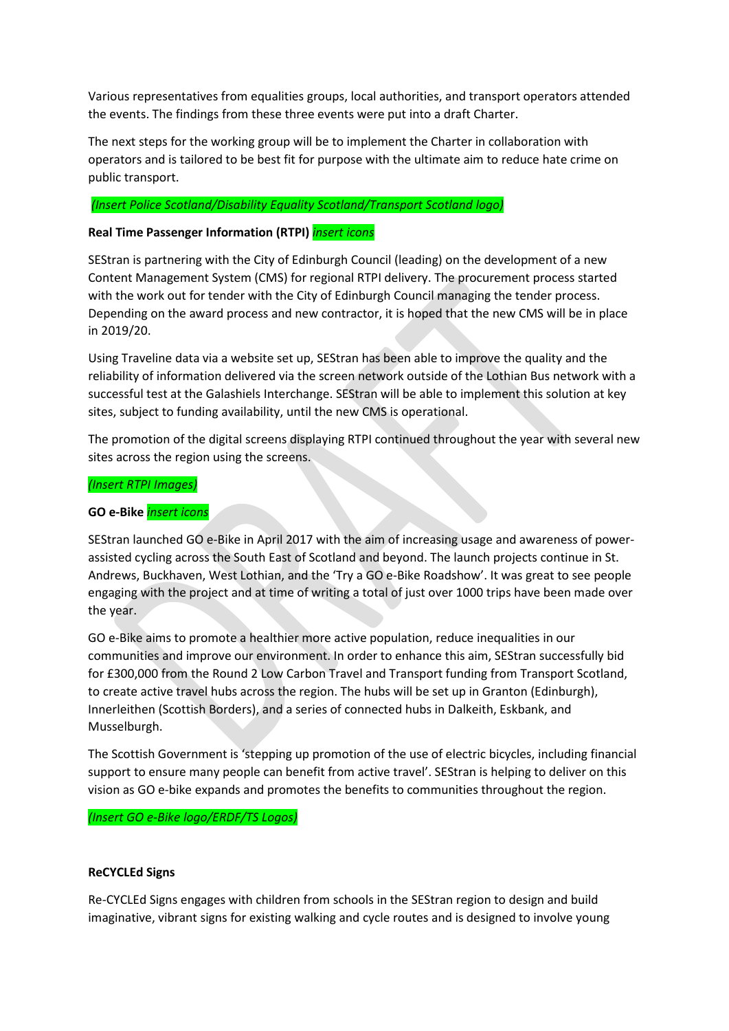Various representatives from equalities groups, local authorities, and transport operators attended the events. The findings from these three events were put into a draft Charter.

The next steps for the working group will be to implement the Charter in collaboration with operators and is tailored to be best fit for purpose with the ultimate aim to reduce hate crime on public transport.

*(Insert Police Scotland/Disability Equality Scotland/Transport Scotland logo)*

**Real Time Passenger Information (RTPI)** *insert icons*

SEStran is partnering with the City of Edinburgh Council (leading) on the development of a new Content Management System (CMS) for regional RTPI delivery. The procurement process started with the work out for tender with the City of Edinburgh Council managing the tender process. Depending on the award process and new contractor, it is hoped that the new CMS will be in place in 2019/20.

Using Traveline data via a website set up, SEStran has been able to improve the quality and the reliability of information delivered via the screen network outside of the Lothian Bus network with a successful test at the Galashiels Interchange. SEStran will be able to implement this solution at key sites, subject to funding availability, until the new CMS is operational.

The promotion of the digital screens displaying RTPI continued throughout the year with several new sites across the region using the screens.

*(Insert RTPI Images)*

**GO e-Bike** *insert icons*

SEStran launched GO e-Bike in April 2017 with the aim of increasing usage and awareness of power-assisted cycling across the South East of Scotland and beyond. The launch projects continue in St. Andrews, Buckhaven, West Lothian, and the 'Try a GO e-Bike Roadshow'. It was great to see people engaging with the project and at time of writing a total of just over 1000 trips have been made over the year.

GO e-Bike aims to promote a healthier more active population, reduce inequalities in our communities and improve our environment. In order to enhance this aim, SEStran successfully bid for £300,000 from the Round 2 Low Carbon Travel and Transport funding from Transport Scotland, to create active travel hubs across the region. The hubs will be set up in Granton (Edinburgh), Innerleithen (Scottish Borders), and a series of connected hubs in Dalkeith, Eskbank, and Musselburgh.

The Scottish Government is 'stepping up promotion of the use of electric bicycles, including financial support to ensure many people can benefit from active travel'. SEStran is helping to deliver on this vision as GO e-bike expands and promotes the benefits to communities throughout the region.

*(Insert GO e-Bike logo/ERDF/TS Logos)*

**ReCYCLEd Signs**

Re-CYCLEd Signs engages with children from schools in the SEStran region to design and build imaginative, vibrant signs for existing walking and cycle routes and is designed to involve young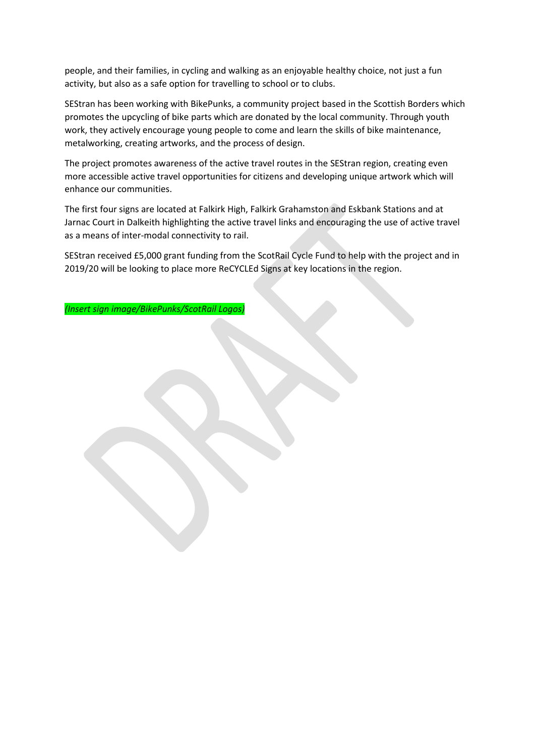people, and their families, in cycling and walking as an enjoyable healthy choice, not just a fun activity, but also as a safe option for travelling to school or to clubs.

SEStran has been working with BikePunks, a community project based in the Scottish Borders which promotes the upcycling of bike parts which are donated by the local community. Through youth work, they actively encourage young people to come and learn the skills of bike maintenance, metalworking, creating artworks, and the process of design.

The project promotes awareness of the active travel routes in the SEStran region, creating even more accessible active travel opportunities for citizens and developing unique artwork which will enhance our communities.

The first four signs are located at Falkirk High, Falkirk Grahamston and Eskbank Stations and at Jarnac Court in Dalkeith highlighting the active travel links and encouraging the use of active travel as a means of inter-modal connectivity to rail.

SEStran received £5,000 grant funding from the ScotRail Cycle Fund to help with the project and in 2019/20 will be looking to place more ReCYCLEd Signs at key locations in the region.

*(Insert sign image/BikePunks/ScotRail Logos)*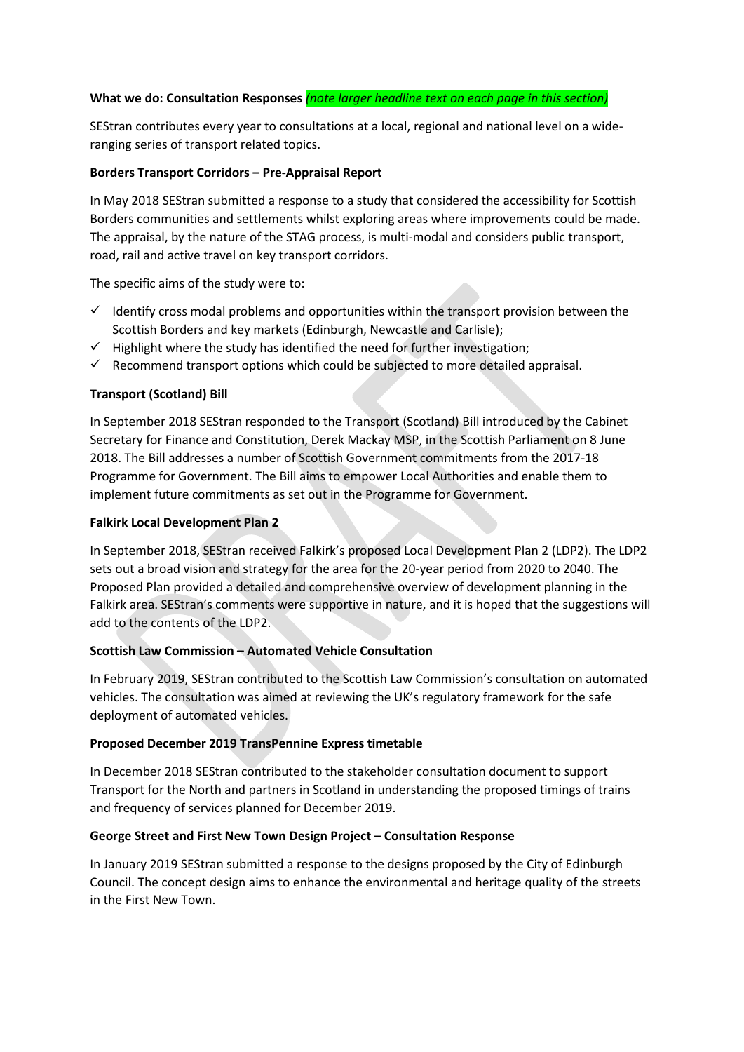**What we do: Consultation Responses** *(note larger headline text on each page in this section)*

SEStran contributes every year to consultations at a local, regional and national level on a wide-ranging series of transport related topics.

**Borders Transport Corridors – Pre-Appraisal Report**

In May 2018 SEStran submitted a response to a study that considered the accessibility for Scottish Borders communities and settlements whilst exploring areas where improvements could be made. The appraisal, by the nature of the STAG process, is multi-modal and considers public transport, road, rail and active travel on key transport corridors.

The specific aims of the study were to:

- ✓ Identify cross modal problems and opportunities within the transport provision between the Scottish Borders and key markets (Edinburgh, Newcastle and Carlisle);
- ✓ Highlight where the study has identified the need for further investigation;
- ✓ Recommend transport options which could be subjected to more detailed appraisal.

**Transport (Scotland) Bill**

In September 2018 SEStran responded to the Transport (Scotland) Bill introduced by the Cabinet Secretary for Finance and Constitution, Derek Mackay MSP, in the Scottish Parliament on 8 June 2018. The Bill addresses a number of Scottish Government commitments from the 2017-18 Programme for Government. The Bill aims to empower Local Authorities and enable them to implement future commitments as set out in the Programme for Government.

**Falkirk Local Development Plan 2**

In September 2018, SEStran received Falkirk's proposed Local Development Plan 2 (LDP2). The LDP2 sets out a broad vision and strategy for the area for the 20-year period from 2020 to 2040. The Proposed Plan provided a detailed and comprehensive overview of development planning in the Falkirk area. SEStran's comments were supportive in nature, and it is hoped that the suggestions will add to the contents of the LDP2.

**Scottish Law Commission – Automated Vehicle Consultation**

In February 2019, SEStran contributed to the Scottish Law Commission's consultation on automated vehicles. The consultation was aimed at reviewing the UK's regulatory framework for the safe deployment of automated vehicles.

**Proposed December 2019 TransPennine Express timetable**

In December 2018 SEStran contributed to the stakeholder consultation document to support Transport for the North and partners in Scotland in understanding the proposed timings of trains and frequency of services planned for December 2019.

**George Street and First New Town Design Project – Consultation Response**

In January 2019 SEStran submitted a response to the designs proposed by the City of Edinburgh Council. The concept design aims to enhance the environmental and heritage quality of the streets in the First New Town.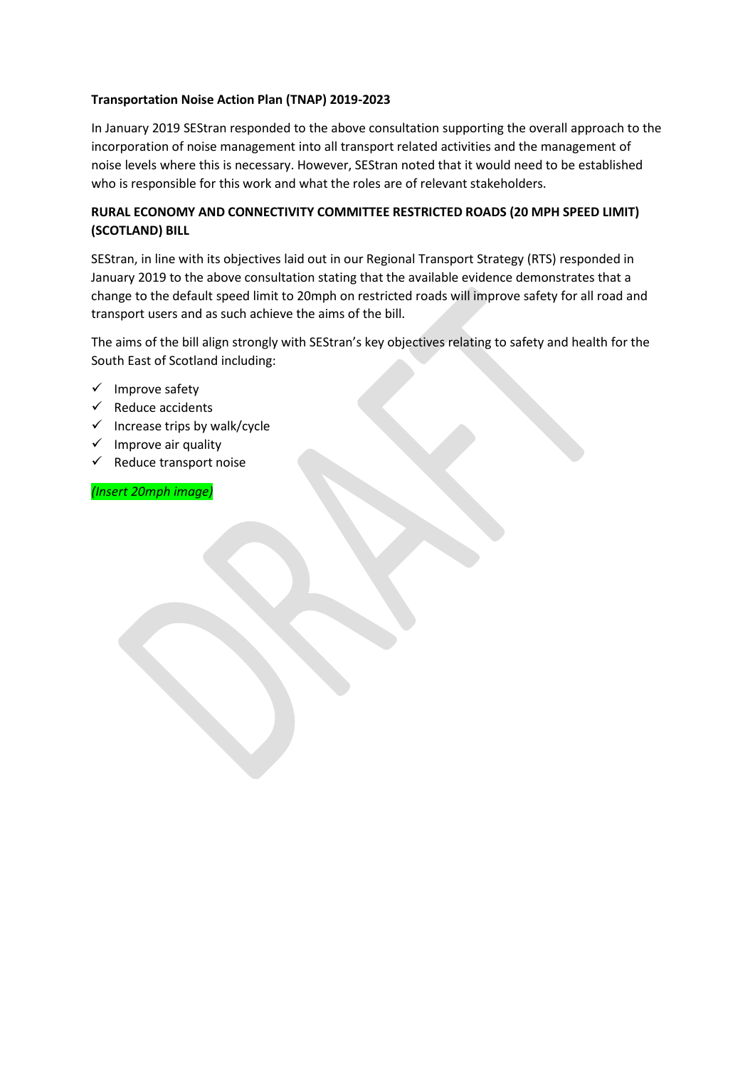**Transportation Noise Action Plan (TNAP) 2019-2023**

In January 2019 SEStran responded to the above consultation supporting the overall approach to the incorporation of noise management into all transport related activities and the management of noise levels where this is necessary. However, SEStran noted that it would need to be established who is responsible for this work and what the roles are of relevant stakeholders.

**RURAL ECONOMY AND CONNECTIVITY COMMITTEE RESTRICTED ROADS (20 MPH SPEED LIMIT) (SCOTLAND) BILL**

SEStran, in line with its objectives laid out in our Regional Transport Strategy (RTS) responded in January 2019 to the above consultation stating that the available evidence demonstrates that a change to the default speed limit to 20mph on restricted roads will improve safety for all road and transport users and as such achieve the aims of the bill.

The aims of the bill align strongly with SEStran's key objectives relating to safety and health for the South East of Scotland including:

- ✓ Improve safety
- ✓ Reduce accidents
- ✓ Increase trips by walk/cycle
- ✓ Improve air quality
- ✓ Reduce transport noise

*(Insert 20mph image)*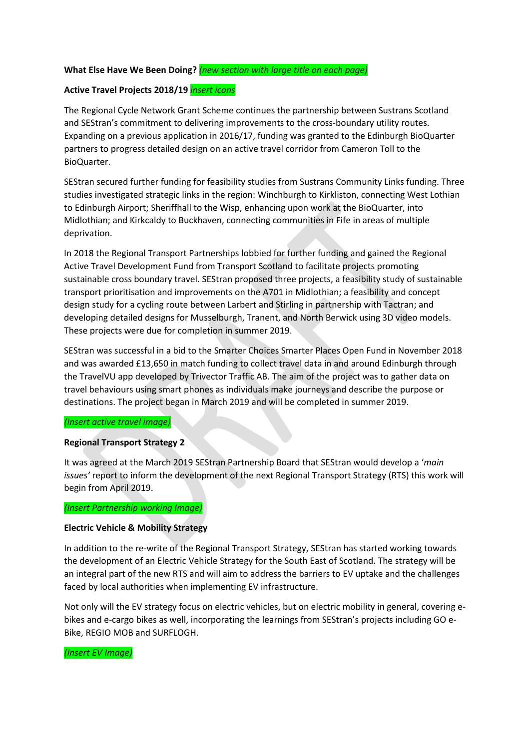**What Else Have We Been Doing?** *(new section with large title on each page)*

**Active Travel Projects 2018/19** *insert icons*

The Regional Cycle Network Grant Scheme continues the partnership between Sustrans Scotland and SEStran's commitment to delivering improvements to the cross-boundary utility routes. Expanding on a previous application in 2016/17, funding was granted to the Edinburgh BioQuarter partners to progress detailed design on an active travel corridor from Cameron Toll to the BioQuarter.

SEStran secured further funding for feasibility studies from Sustrans Community Links funding. Three studies investigated strategic links in the region: Winchburgh to Kirkliston, connecting West Lothian to Edinburgh Airport; Sheriffhall to the Wisp, enhancing upon work at the BioQuarter, into Midlothian; and Kirkcaldy to Buckhaven, connecting communities in Fife in areas of multiple deprivation.

In 2018 the Regional Transport Partnerships lobbied for further funding and gained the Regional Active Travel Development Fund from Transport Scotland to facilitate projects promoting sustainable cross boundary travel. SEStran proposed three projects, a feasibility study of sustainable transport prioritisation and improvements on the A701 in Midlothian; a feasibility and concept design study for a cycling route between Larbert and Stirling in partnership with Tactran; and developing detailed designs for Musselburgh, Tranent, and North Berwick using 3D video models. These projects were due for completion in summer 2019.

SEStran was successful in a bid to the Smarter Choices Smarter Places Open Fund in November 2018 and was awarded £13,650 in match funding to collect travel data in and around Edinburgh through the TravelVU app developed by Trivector Traffic AB. The aim of the project was to gather data on travel behaviours using smart phones as individuals make journeys and describe the purpose or destinations. The project began in March 2019 and will be completed in summer 2019.

*(Insert active travel image)*

**Regional Transport Strategy 2**

It was agreed at the March 2019 SEStran Partnership Board that SEStran would develop a '*main issues'* report to inform the development of the next Regional Transport Strategy (RTS) this work will begin from April 2019.

*(Insert Partnership working Image)*

**Electric Vehicle & Mobility Strategy**

In addition to the re-write of the Regional Transport Strategy, SEStran has started working towards the development of an Electric Vehicle Strategy for the South East of Scotland. The strategy will be an integral part of the new RTS and will aim to address the barriers to EV uptake and the challenges faced by local authorities when implementing EV infrastructure.

Not only will the EV strategy focus on electric vehicles, but on electric mobility in general, covering e-bikes and e-cargo bikes as well, incorporating the learnings from SEStran's projects including GO e-Bike, REGIO MOB and SURFLOGH.

*(Insert EV Image)*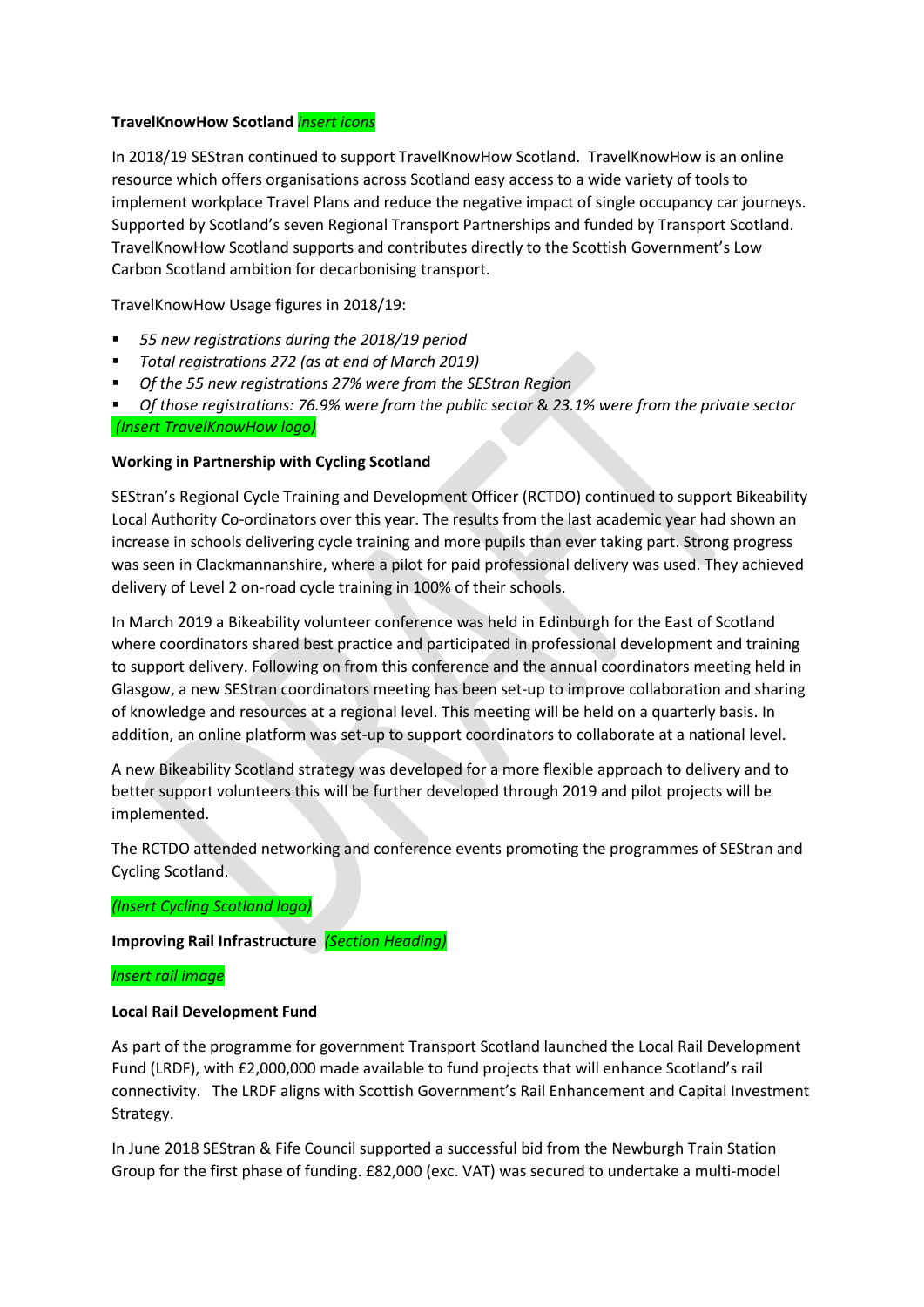**TravelKnowHow Scotland** *insert icons*

In 2018/19 SEStran continued to support TravelKnowHow Scotland. TravelKnowHow is an online resource which offers organisations across Scotland easy access to a wide variety of tools to implement workplace Travel Plans and reduce the negative impact of single occupancy car journeys. Supported by Scotland's seven Regional Transport Partnerships and funded by Transport Scotland. TravelKnowHow Scotland supports and contributes directly to the Scottish Government's Low Carbon Scotland ambition for decarbonising transport.

TravelKnowHow Usage figures in 2018/19:

- *55 new registrations during the 2018/19 period*
- *Total registrations 272 (as at end of March 2019)*
- *Of the 55 new registrations 27% were from the SEStran Region*
- *Of those registrations: 76.9% were from the public sector* & *23.1% were from the private sector*

*(Insert TravelKnowHow logo)*

**Working in Partnership with Cycling Scotland**

SEStran's Regional Cycle Training and Development Officer (RCTDO) continued to support Bikeability Local Authority Co-ordinators over this year. The results from the last academic year had shown an increase in schools delivering cycle training and more pupils than ever taking part. Strong progress was seen in Clackmannanshire, where a pilot for paid professional delivery was used. They achieved delivery of Level 2 on-road cycle training in 100% of their schools.

In March 2019 a Bikeability volunteer conference was held in Edinburgh for the East of Scotland where coordinators shared best practice and participated in professional development and training to support delivery. Following on from this conference and the annual coordinators meeting held in Glasgow, a new SEStran coordinators meeting has been set-up to improve collaboration and sharing of knowledge and resources at a regional level. This meeting will be held on a quarterly basis. In addition, an online platform was set-up to support coordinators to collaborate at a national level.

A new Bikeability Scotland strategy was developed for a more flexible approach to delivery and to better support volunteers this will be further developed through 2019 and pilot projects will be implemented.

The RCTDO attended networking and conference events promoting the programmes of SEStran and Cycling Scotland.

*(Insert Cycling Scotland logo)*

**Improving Rail Infrastructure** *(Section Heading)*

*Insert rail image*

**Local Rail Development Fund**

As part of the programme for government Transport Scotland launched the Local Rail Development Fund (LRDF), with £2,000,000 made available to fund projects that will enhance Scotland's rail connectivity. The LRDF aligns with Scottish Government's Rail Enhancement and Capital Investment Strategy.

In June 2018 SEStran & Fife Council supported a successful bid from the Newburgh Train Station Group for the first phase of funding. £82,000 (exc. VAT) was secured to undertake a multi-model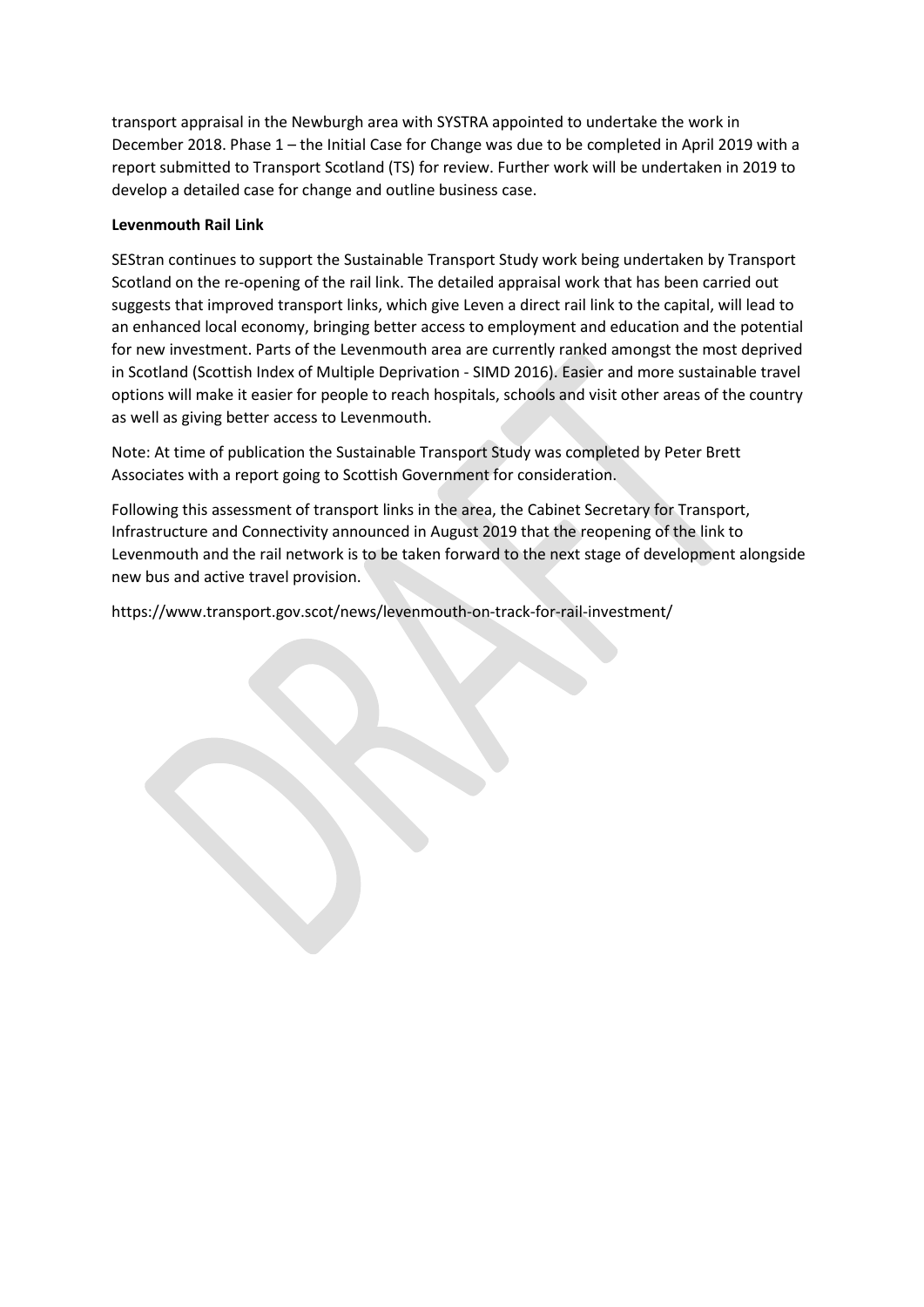transport appraisal in the Newburgh area with SYSTRA appointed to undertake the work in December 2018. Phase 1 – the Initial Case for Change was due to be completed in April 2019 with a report submitted to Transport Scotland (TS) for review. Further work will be undertaken in 2019 to develop a detailed case for change and outline business case.

**Levenmouth Rail Link**

SEStran continues to support the Sustainable Transport Study work being undertaken by Transport Scotland on the re-opening of the rail link. The detailed appraisal work that has been carried out suggests that improved transport links, which give Leven a direct rail link to the capital, will lead to an enhanced local economy, bringing better access to employment and education and the potential for new investment. Parts of the Levenmouth area are currently ranked amongst the most deprived in Scotland (Scottish Index of Multiple Deprivation - SIMD 2016). Easier and more sustainable travel options will make it easier for people to reach hospitals, schools and visit other areas of the country as well as giving better access to Levenmouth.

Note: At time of publication the Sustainable Transport Study was completed by Peter Brett Associates with a report going to Scottish Government for consideration.

Following this assessment of transport links in the area, the Cabinet Secretary for Transport, Infrastructure and Connectivity announced in August 2019 that the reopening of the link to Levenmouth and the rail network is to be taken forward to the next stage of development alongside new bus and active travel provision.

https://www.transport.gov.scot/news/levenmouth-on-track-for-rail-investment/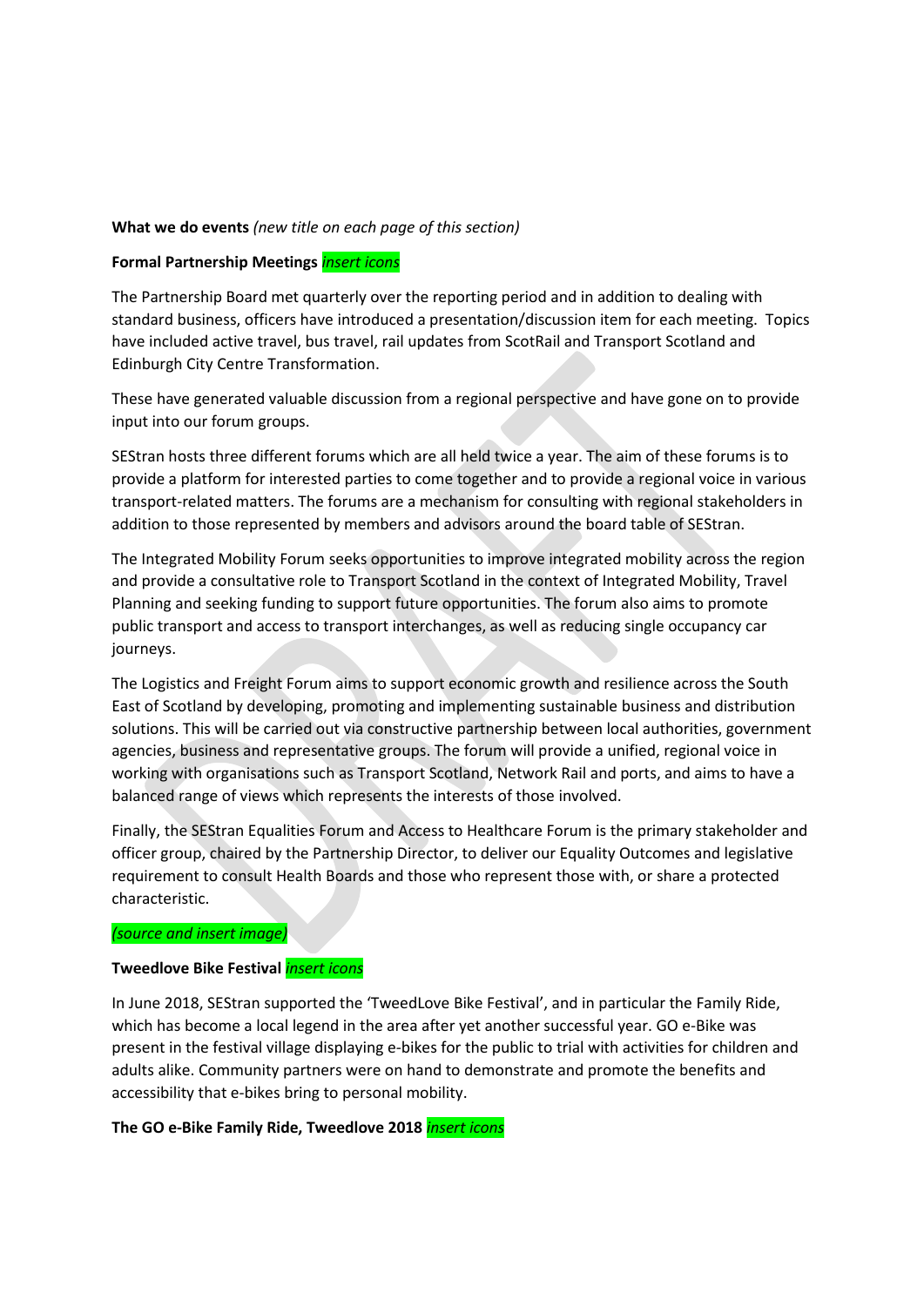**What we do events** *(new title on each page of this section)*

**Formal Partnership Meetings** *insert icons*

The Partnership Board met quarterly over the reporting period and in addition to dealing with standard business, officers have introduced a presentation/discussion item for each meeting. Topics have included active travel, bus travel, rail updates from ScotRail and Transport Scotland and Edinburgh City Centre Transformation.

These have generated valuable discussion from a regional perspective and have gone on to provide input into our forum groups.

SEStran hosts three different forums which are all held twice a year. The aim of these forums is to provide a platform for interested parties to come together and to provide a regional voice in various transport-related matters. The forums are a mechanism for consulting with regional stakeholders in addition to those represented by members and advisors around the board table of SEStran.

The Integrated Mobility Forum seeks opportunities to improve integrated mobility across the region and provide a consultative role to Transport Scotland in the context of Integrated Mobility, Travel Planning and seeking funding to support future opportunities. The forum also aims to promote public transport and access to transport interchanges, as well as reducing single occupancy car journeys.

The Logistics and Freight Forum aims to support economic growth and resilience across the South East of Scotland by developing, promoting and implementing sustainable business and distribution solutions. This will be carried out via constructive partnership between local authorities, government agencies, business and representative groups. The forum will provide a unified, regional voice in working with organisations such as Transport Scotland, Network Rail and ports, and aims to have a balanced range of views which represents the interests of those involved.

Finally, the SEStran Equalities Forum and Access to Healthcare Forum is the primary stakeholder and officer group, chaired by the Partnership Director, to deliver our Equality Outcomes and legislative requirement to consult Health Boards and those who represent those with, or share a protected characteristic.

*(source and insert image)*

**Tweedlove Bike Festival** *insert icons*

In June 2018, SEStran supported the 'TweedLove Bike Festival', and in particular the Family Ride, which has become a local legend in the area after yet another successful year. GO e-Bike was present in the festival village displaying e-bikes for the public to trial with activities for children and adults alike. Community partners were on hand to demonstrate and promote the benefits and accessibility that e-bikes bring to personal mobility.

**The GO e-Bike Family Ride, Tweedlove 2018** *insert icons*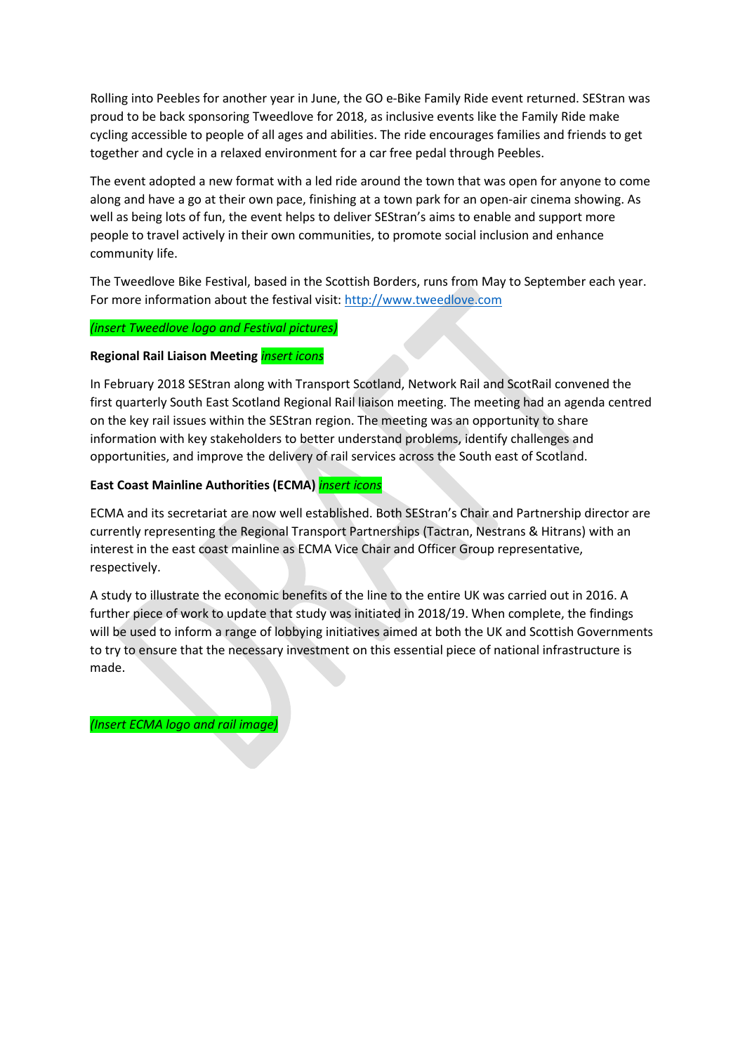Rolling into Peebles for another year in June, the GO e-Bike Family Ride event returned. SEStran was proud to be back sponsoring Tweedlove for 2018, as inclusive events like the Family Ride make cycling accessible to people of all ages and abilities. The ride encourages families and friends to get together and cycle in a relaxed environment for a car free pedal through Peebles.

The event adopted a new format with a led ride around the town that was open for anyone to come along and have a go at their own pace, finishing at a town park for an open-air cinema showing. As well as being lots of fun, the event helps to deliver SEStran's aims to enable and support more people to travel actively in their own communities, to promote social inclusion and enhance community life.

The Tweedlove Bike Festival, based in the Scottish Borders, runs from May to September each year. For more information about the festival visit: http://www.tweedlove.com

*(insert Tweedlove logo and Festival pictures)*

**Regional Rail Liaison Meeting** *insert icons*

In February 2018 SEStran along with Transport Scotland, Network Rail and ScotRail convened the first quarterly South East Scotland Regional Rail liaison meeting. The meeting had an agenda centred on the key rail issues within the SEStran region. The meeting was an opportunity to share information with key stakeholders to better understand problems, identify challenges and opportunities, and improve the delivery of rail services across the South east of Scotland.

**East Coast Mainline Authorities (ECMA)** *insert icons*

ECMA and its secretariat are now well established. Both SEStran's Chair and Partnership director are currently representing the Regional Transport Partnerships (Tactran, Nestrans & Hitrans) with an interest in the east coast mainline as ECMA Vice Chair and Officer Group representative, respectively.

A study to illustrate the economic benefits of the line to the entire UK was carried out in 2016. A further piece of work to update that study was initiated in 2018/19. When complete, the findings will be used to inform a range of lobbying initiatives aimed at both the UK and Scottish Governments to try to ensure that the necessary investment on this essential piece of national infrastructure is made.

*(Insert ECMA logo and rail image)*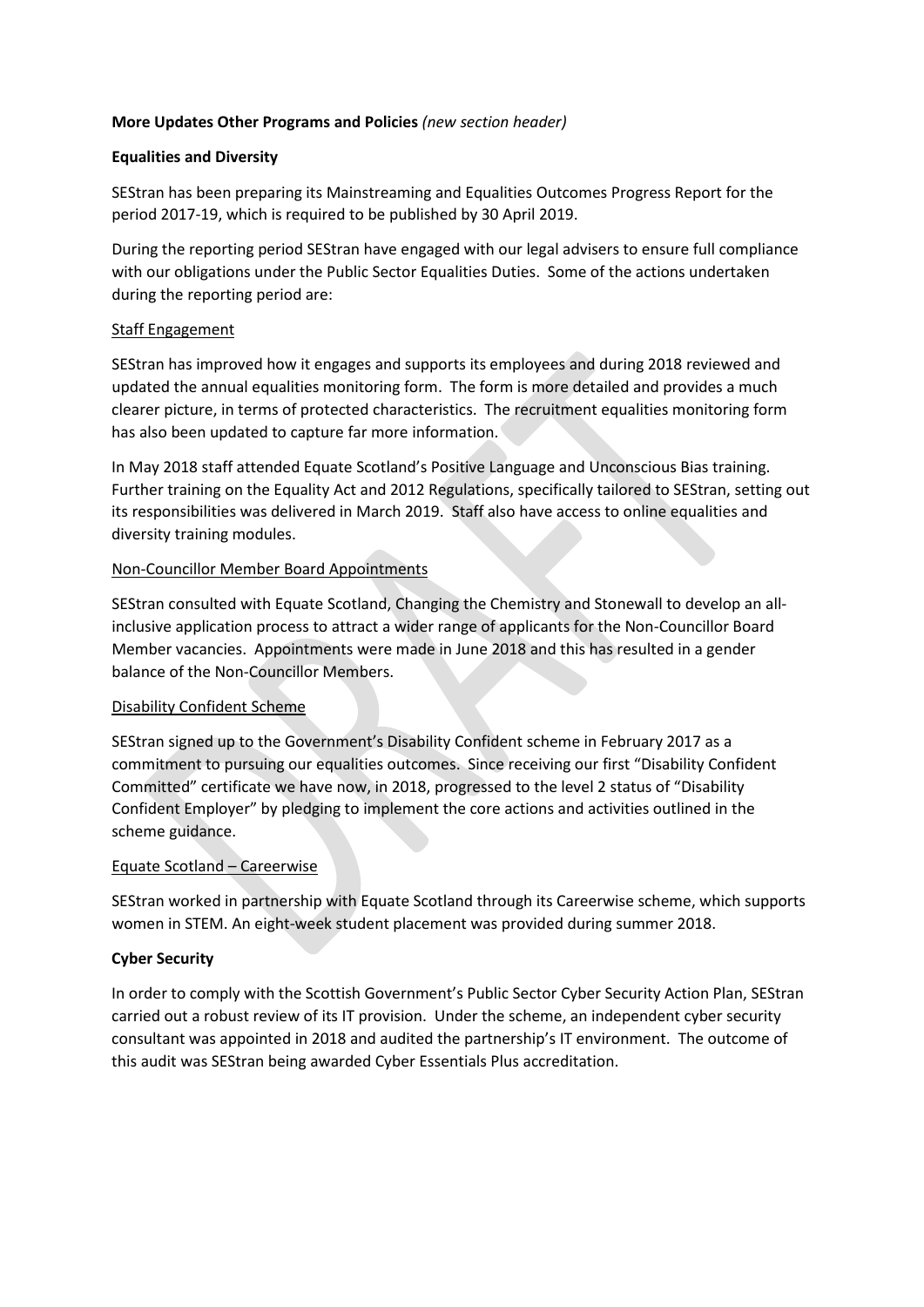**More Updates Other Programs and Policies** *(new section header)*

**Equalities and Diversity**

SEStran has been preparing its Mainstreaming and Equalities Outcomes Progress Report for the period 2017-19, which is required to be published by 30 April 2019.

During the reporting period SEStran have engaged with our legal advisers to ensure full compliance with our obligations under the Public Sector Equalities Duties. Some of the actions undertaken during the reporting period are:

Staff Engagement

SEStran has improved how it engages and supports its employees and during 2018 reviewed and updated the annual equalities monitoring form. The form is more detailed and provides a much clearer picture, in terms of protected characteristics. The recruitment equalities monitoring form has also been updated to capture far more information.

In May 2018 staff attended Equate Scotland's Positive Language and Unconscious Bias training. Further training on the Equality Act and 2012 Regulations, specifically tailored to SEStran, setting out its responsibilities was delivered in March 2019. Staff also have access to online equalities and diversity training modules.

Non-Councillor Member Board Appointments

SEStran consulted with Equate Scotland, Changing the Chemistry and Stonewall to develop an all-inclusive application process to attract a wider range of applicants for the Non-Councillor Board Member vacancies. Appointments were made in June 2018 and this has resulted in a gender balance of the Non-Councillor Members.

Disability Confident Scheme

SEStran signed up to the Government's Disability Confident scheme in February 2017 as a commitment to pursuing our equalities outcomes. Since receiving our first "Disability Confident Committed" certificate we have now, in 2018, progressed to the level 2 status of "Disability Confident Employer" by pledging to implement the core actions and activities outlined in the scheme guidance.

Equate Scotland – Careerwise

SEStran worked in partnership with Equate Scotland through its Careerwise scheme, which supports women in STEM. An eight-week student placement was provided during summer 2018.

**Cyber Security**

In order to comply with the Scottish Government's Public Sector Cyber Security Action Plan, SEStran carried out a robust review of its IT provision. Under the scheme, an independent cyber security consultant was appointed in 2018 and audited the partnership's IT environment. The outcome of this audit was SEStran being awarded Cyber Essentials Plus accreditation.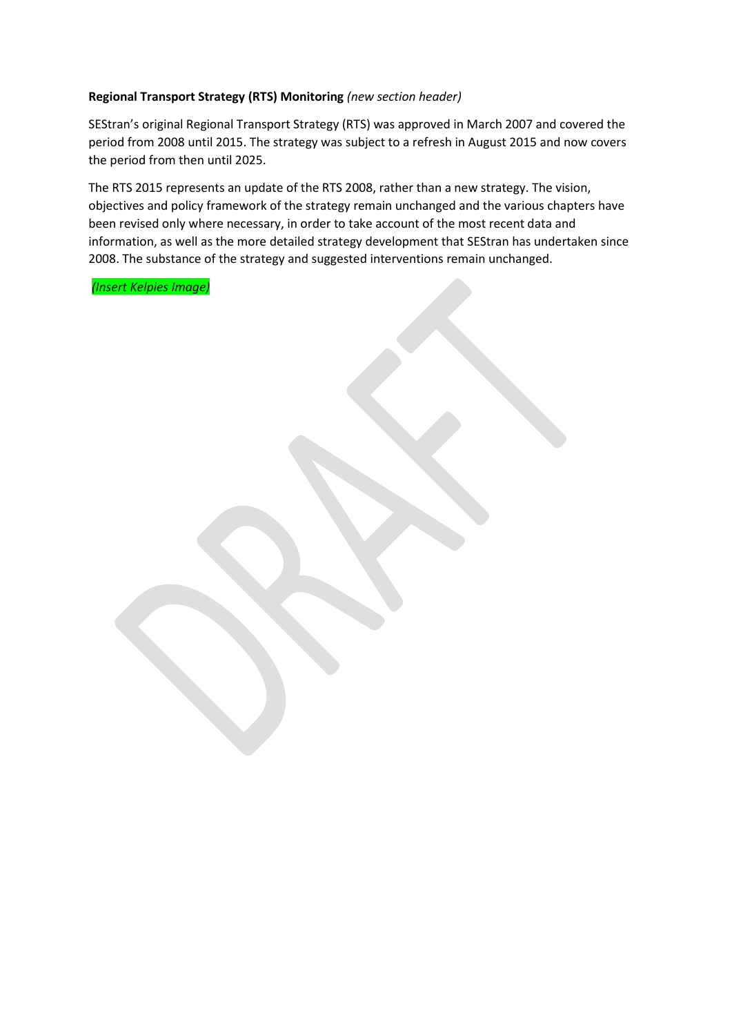**Regional Transport Strategy (RTS) Monitoring** *(new section header)*

SEStran's original Regional Transport Strategy (RTS) was approved in March 2007 and covered the period from 2008 until 2015. The strategy was subject to a refresh in August 2015 and now covers the period from then until 2025.

The RTS 2015 represents an update of the RTS 2008, rather than a new strategy. The vision, objectives and policy framework of the strategy remain unchanged and the various chapters have been revised only where necessary, in order to take account of the most recent data and information, as well as the more detailed strategy development that SEStran has undertaken since 2008. The substance of the strategy and suggested interventions remain unchanged.

*(Insert Kelpies Image)*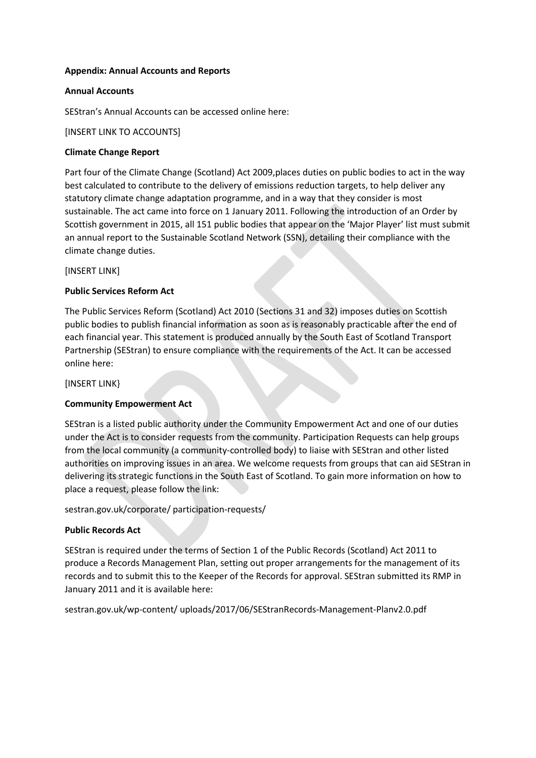**Appendix: Annual Accounts and Reports**

**Annual Accounts**

SEStran's Annual Accounts can be accessed online here:

[INSERT LINK TO ACCOUNTS]

**Climate Change Report**

Part four of the Climate Change (Scotland) Act 2009,places duties on public bodies to act in the way best calculated to contribute to the delivery of emissions reduction targets, to help deliver any statutory climate change adaptation programme, and in a way that they consider is most sustainable. The act came into force on 1 January 2011. Following the introduction of an Order by Scottish government in 2015, all 151 public bodies that appear on the 'Major Player' list must submit an annual report to the Sustainable Scotland Network (SSN), detailing their compliance with the climate change duties.

[INSERT LINK]

**Public Services Reform Act**

The Public Services Reform (Scotland) Act 2010 (Sections 31 and 32) imposes duties on Scottish public bodies to publish financial information as soon as is reasonably practicable after the end of each financial year. This statement is produced annually by the South East of Scotland Transport Partnership (SEStran) to ensure compliance with the requirements of the Act. It can be accessed online here:

[INSERT LINK}

**Community Empowerment Act**

SEStran is a listed public authority under the Community Empowerment Act and one of our duties under the Act is to consider requests from the community. Participation Requests can help groups from the local community (a community-controlled body) to liaise with SEStran and other listed authorities on improving issues in an area. We welcome requests from groups that can aid SEStran in delivering its strategic functions in the South East of Scotland. To gain more information on how to place a request, please follow the link:

sestran.gov.uk/corporate/ participation-requests/

**Public Records Act**

SEStran is required under the terms of Section 1 of the Public Records (Scotland) Act 2011 to produce a Records Management Plan, setting out proper arrangements for the management of its records and to submit this to the Keeper of the Records for approval. SEStran submitted its RMP in January 2011 and it is available here:

sestran.gov.uk/wp-content/ uploads/2017/06/SEStranRecords-Management-Planv2.0.pdf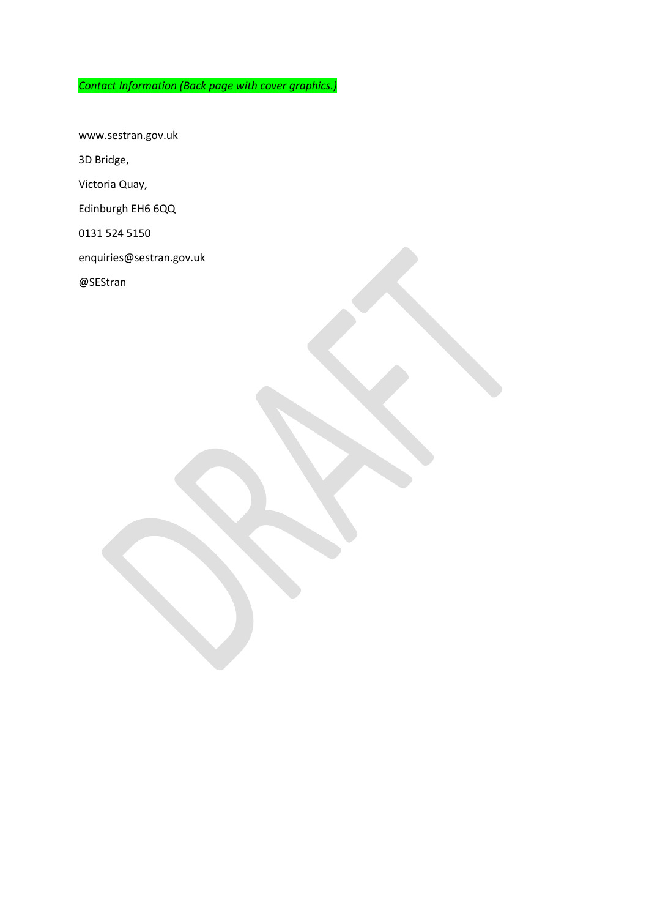*Contact Information (Back page with cover graphics.)*

www.sestran.gov.uk

3D Bridge,

Victoria Quay,

Edinburgh EH6 6QQ

0131 524 5150

enquiries@sestran.gov.uk

@SEStran